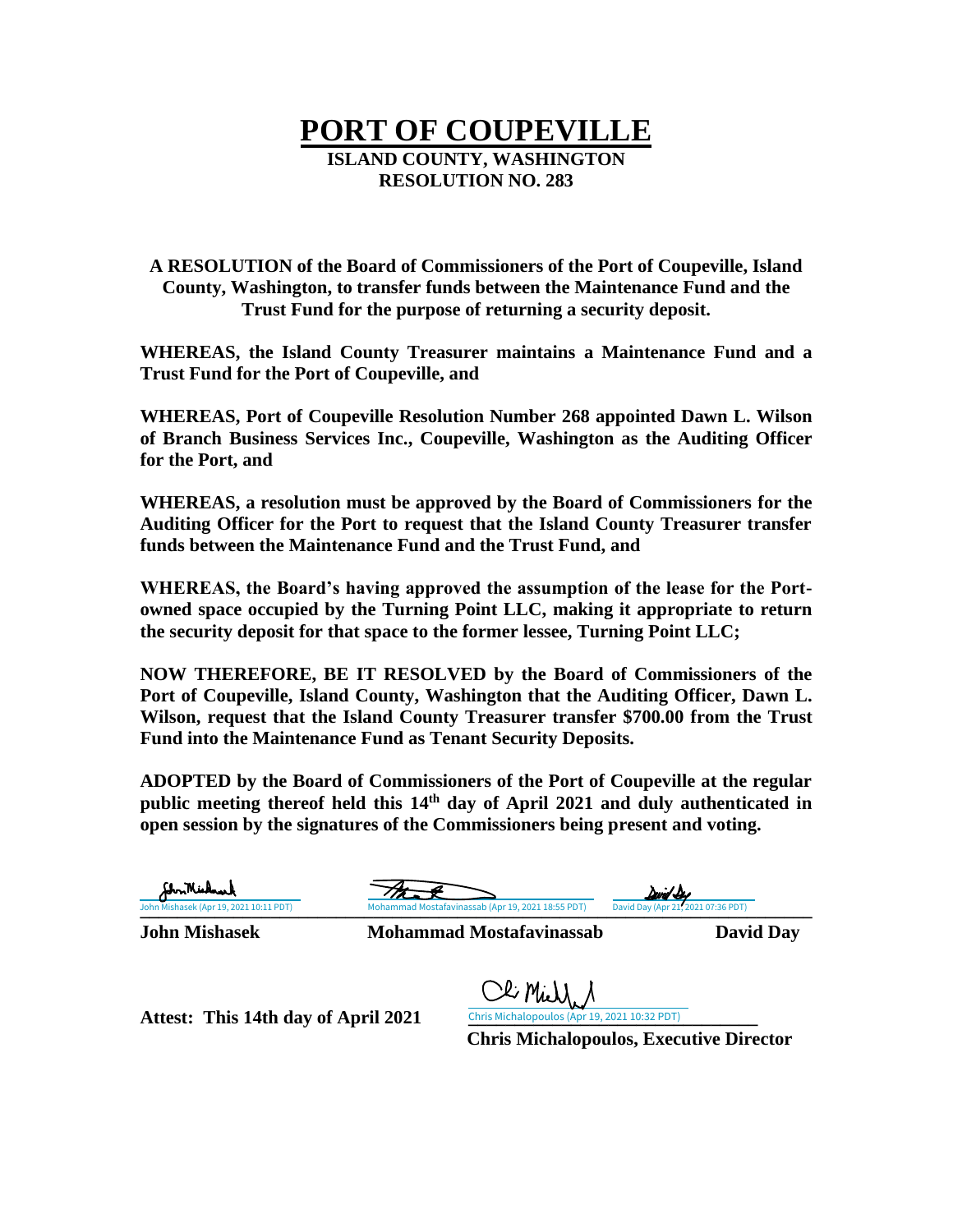# PORT OF COUPEVILLE

**ISLAND COUNTY, WASHINGTON**
**RESOLUTION NO. 283**

**A RESOLUTION of the Board of Commissioners of the Port of Coupeville, Island County, Washington, to transfer funds between the Maintenance Fund and the Trust Fund for the purpose of returning a security deposit.**

**WHEREAS, the Island County Treasurer maintains a Maintenance Fund and a Trust Fund for the Port of Coupeville, and**

**WHEREAS, Port of Coupeville Resolution Number 268 appointed Dawn L. Wilson of Branch Business Services Inc., Coupeville, Washington as the Auditing Officer for the Port, and**

**WHEREAS, a resolution must be approved by the Board of Commissioners for the Auditing Officer for the Port to request that the Island County Treasurer transfer funds between the Maintenance Fund and the Trust Fund, and**

**WHEREAS, the Board's having approved the assumption of the lease for the Port-owned space occupied by the Turning Point LLC, making it appropriate to return the security deposit for that space to the former lessee, Turning Point LLC;**

**NOW THEREFORE, BE IT RESOLVED by the Board of Commissioners of the Port of Coupeville, Island County, Washington that the Auditing Officer, Dawn L. Wilson, request that the Island County Treasurer transfer $700.00 from the Trust Fund into the Maintenance Fund as Tenant Security Deposits.**

**ADOPTED by the Board of Commissioners of the Port of Coupeville at the regular public meeting thereof held this 14th day of April 2021 and duly authenticated in open session by the signatures of the Commissioners being present and voting.**

John Mishasek (Apr 19, 2021 10:11 PDT) | Mohammad Mostafavinassab (Apr 19, 2021 18:55 PDT) | David Day (Apr 21, 2021 07:36 PDT)

**John Mishasek** | **Mohammad Mostafavinassab** | **David Day**

**Attest: This 14th day of April 2021**

Chris Michalopoulos (Apr 19, 2021 10:32 PDT)

**Chris Michalopoulos, Executive Director**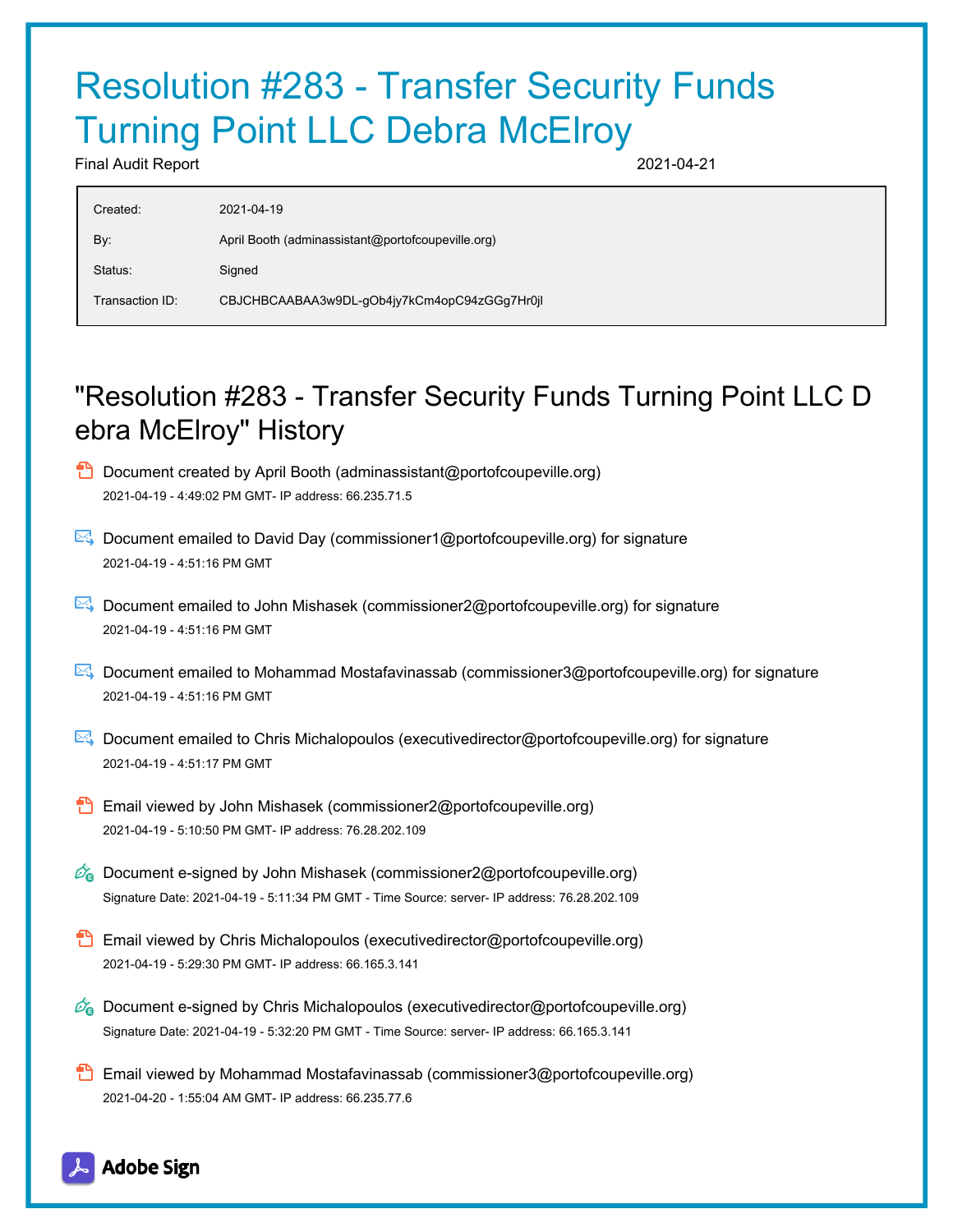# Resolution #283 - Transfer Security Funds Turning Point LLC Debra McElroy

Final Audit Report 2021-04-21

| | |
|---|---|
| Created: | 2021-04-19 |
| By: | April Booth (adminassistant@portofcoupeville.org) |
| Status: | Signed |
| Transaction ID: | CBJCHBCAABAA3w9DL-gOb4jy7kCm4opC94zGGg7Hr0jl |

## "Resolution #283 - Transfer Security Funds Turning Point LLC Debra McElroy" History

- Document created by April Booth (adminassistant@portofcoupeville.org)
  2021-04-19 - 4:49:02 PM GMT- IP address: 66.235.71.5

- Document emailed to David Day (commissioner1@portofcoupeville.org) for signature
  2021-04-19 - 4:51:16 PM GMT

- Document emailed to John Mishasek (commissioner2@portofcoupeville.org) for signature
  2021-04-19 - 4:51:16 PM GMT

- Document emailed to Mohammad Mostafavinassab (commissioner3@portofcoupeville.org) for signature
  2021-04-19 - 4:51:16 PM GMT

- Document emailed to Chris Michalopoulos (executivedirector@portofcoupeville.org) for signature
  2021-04-19 - 4:51:17 PM GMT

- Email viewed by John Mishasek (commissioner2@portofcoupeville.org)
  2021-04-19 - 5:10:50 PM GMT- IP address: 76.28.202.109

- Document e-signed by John Mishasek (commissioner2@portofcoupeville.org)
  Signature Date: 2021-04-19 - 5:11:34 PM GMT - Time Source: server- IP address: 76.28.202.109

- Email viewed by Chris Michalopoulos (executivedirector@portofcoupeville.org)
  2021-04-19 - 5:29:30 PM GMT- IP address: 66.165.3.141

- Document e-signed by Chris Michalopoulos (executivedirector@portofcoupeville.org)
  Signature Date: 2021-04-19 - 5:32:20 PM GMT - Time Source: server- IP address: 66.165.3.141

- Email viewed by Mohammad Mostafavinassab (commissioner3@portofcoupeville.org)
  2021-04-20 - 1:55:04 AM GMT- IP address: 66.235.77.6

Adobe Sign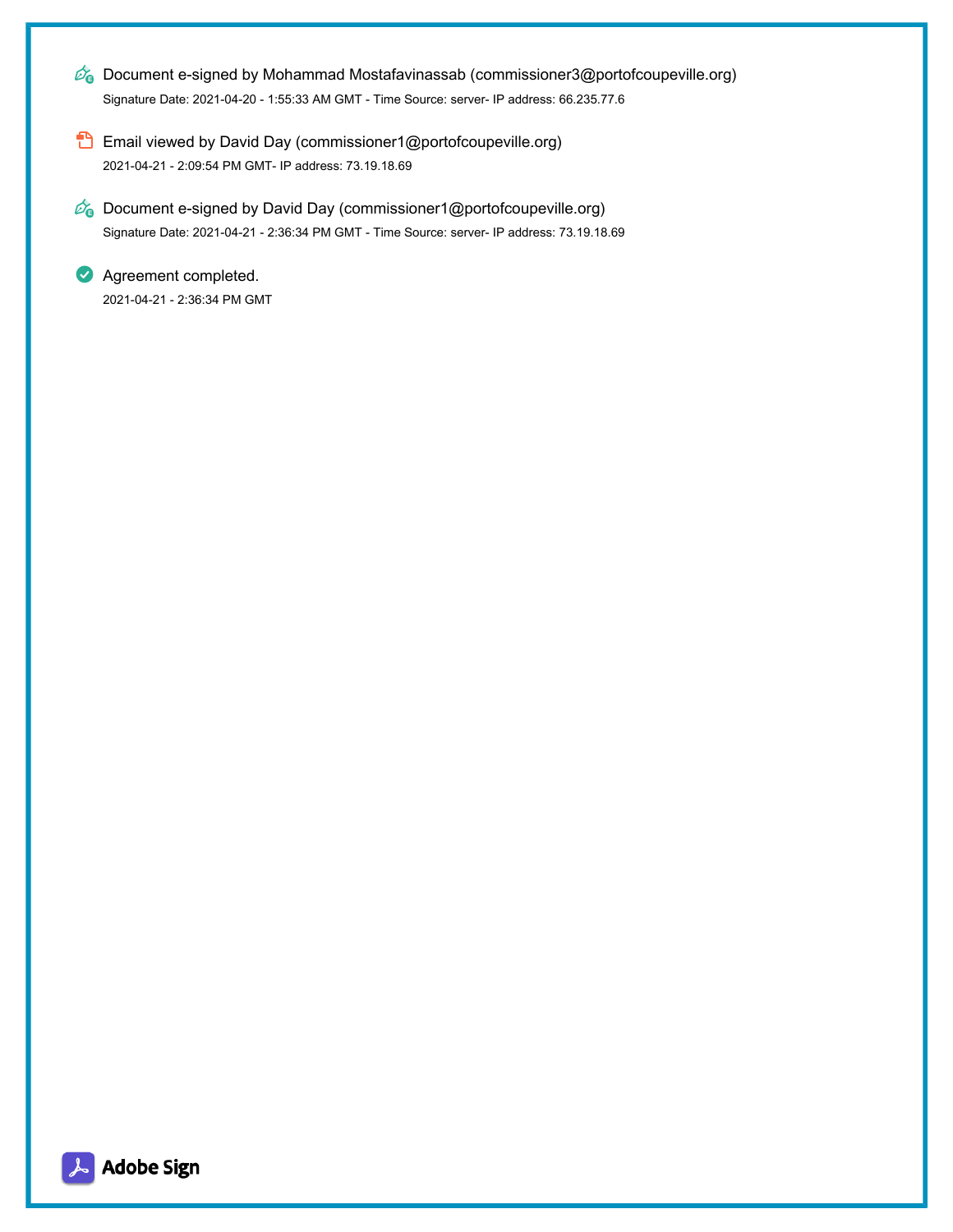Document e-signed by Mohammad Mostafavinassab (commissioner3@portofcoupeville.org)

Signature Date: 2021-04-20 - 1:55:33 AM GMT - Time Source: server- IP address: 66.235.77.6

Email viewed by David Day (commissioner1@portofcoupeville.org)

2021-04-21 - 2:09:54 PM GMT- IP address: 73.19.18.69

Document e-signed by David Day (commissioner1@portofcoupeville.org)

Signature Date: 2021-04-21 - 2:36:34 PM GMT - Time Source: server- IP address: 73.19.18.69

Agreement completed.

2021-04-21 - 2:36:34 PM GMT

Adobe Sign